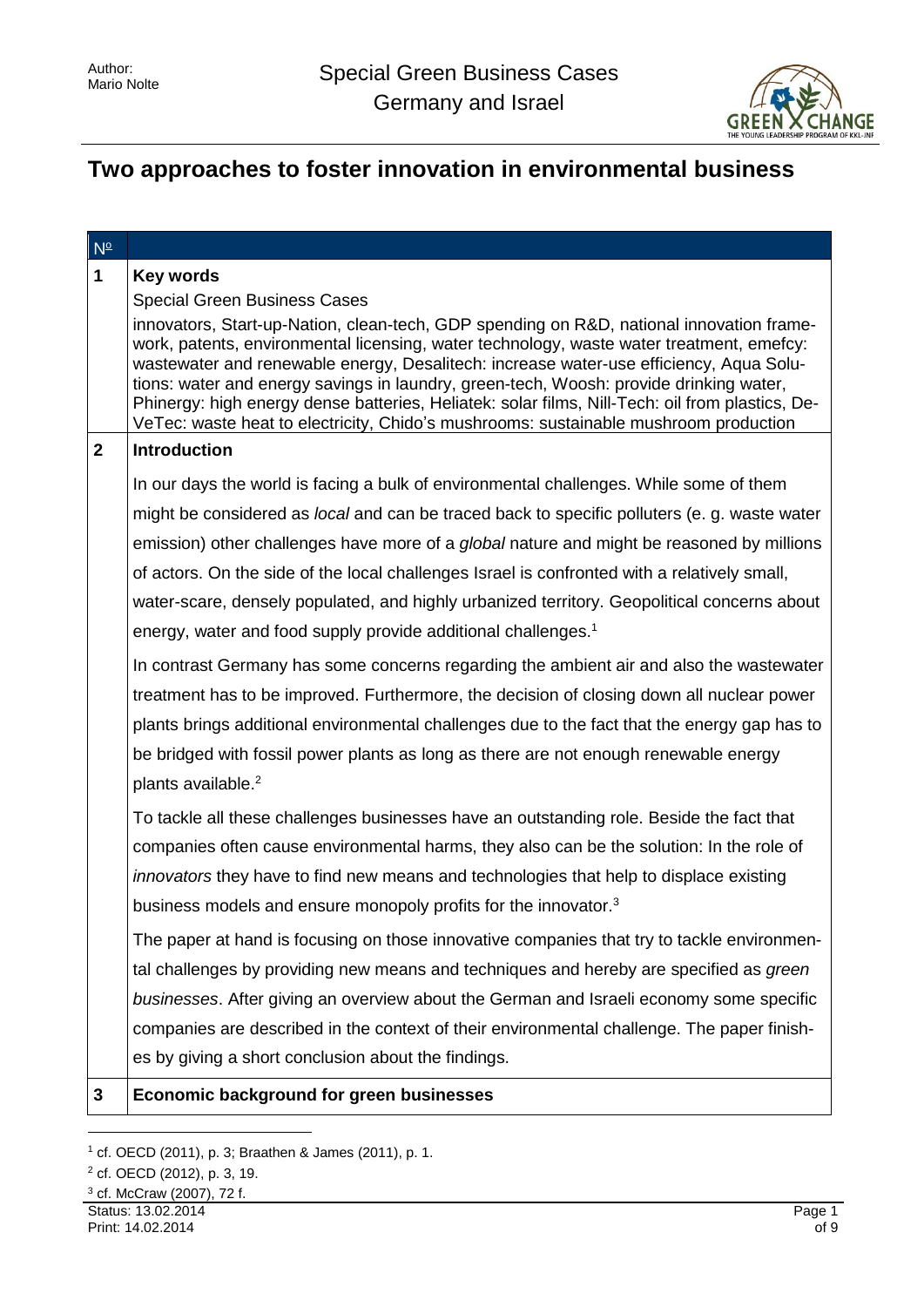# Two approaches to foster innovation in environmental business

| № | |
|---|---|
| **1** | **Key words** |

Special Green Business Cases

innovators, Start-up-Nation, clean-tech, GDP spending on R&D, national innovation framework, patents, environmental licensing, water technology, waste water treatment, emefcy: wastewater and renewable energy, Desalitech: increase water-use efficiency, Aqua Solutions: water and energy savings in laundry, green-tech, Woosh: provide drinking water, Phinergy: high energy dense batteries, Heliatek: solar films, Nill-Tech: oil from plastics, DeVeTec: waste heat to electricity, Chido's mushrooms: sustainable mushroom production

## 2 Introduction

In our days the world is facing a bulk of environmental challenges. While some of them might be considered as *local* and can be traced back to specific polluters (e. g. waste water emission) other challenges have more of a *global* nature and might be reasoned by millions of actors. On the side of the local challenges Israel is confronted with a relatively small, water-scare, densely populated, and highly urbanized territory. Geopolitical concerns about energy, water and food supply provide additional challenges.[1]

In contrast Germany has some concerns regarding the ambient air and also the wastewater treatment has to be improved. Furthermore, the decision of closing down all nuclear power plants brings additional environmental challenges due to the fact that the energy gap has to be bridged with fossil power plants as long as there are not enough renewable energy plants available.[2]

To tackle all these challenges businesses have an outstanding role. Beside the fact that companies often cause environmental harms, they also can be the solution: In the role of *innovators* they have to find new means and technologies that help to displace existing business models and ensure monopoly profits for the innovator.[3]

The paper at hand is focusing on those innovative companies that try to tackle environmental challenges by providing new means and techniques and hereby are specified as *green businesses*. After giving an overview about the German and Israeli economy some specific companies are described in the context of their environmental challenge. The paper finishes by giving a short conclusion about the findings.

## 3 Economic background for green businesses

[1] cf. OECD (2011), p. 3; Braathen & James (2011), p. 1.

[2] cf. OECD (2012), p. 3, 19.

[3] cf. McCraw (2007), 72 f.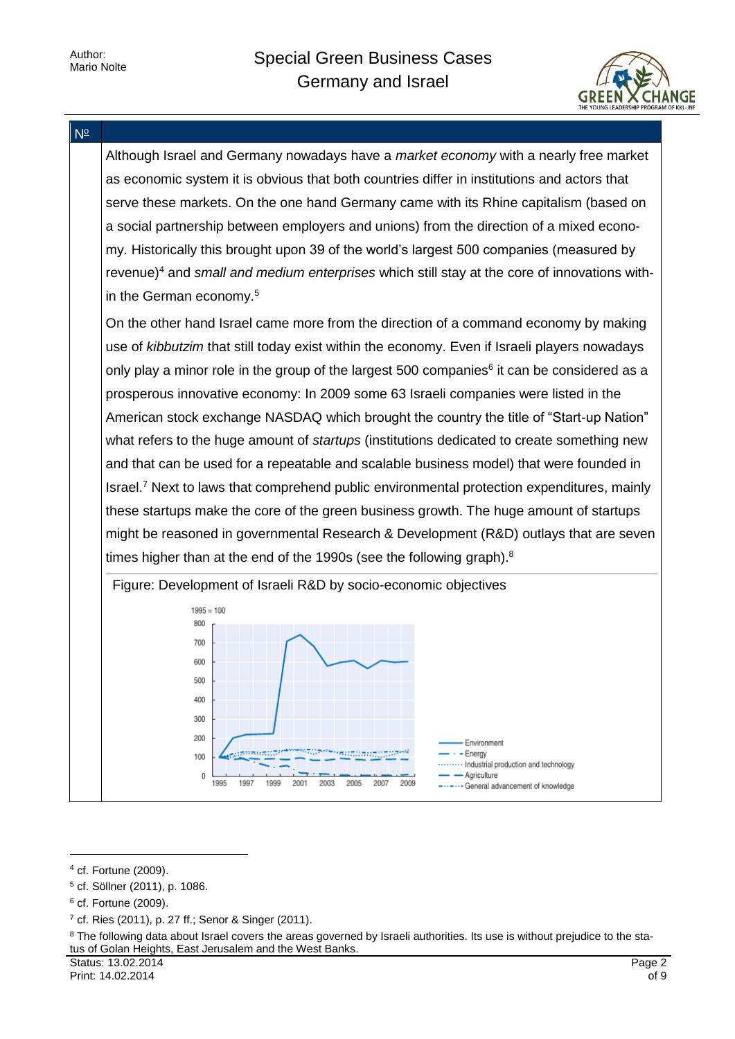Although Israel and Germany nowadays have a *market economy* with a nearly free market as economic system it is obvious that both countries differ in institutions and actors that serve these markets. On the one hand Germany came with its Rhine capitalism (based on a social partnership between employers and unions) from the direction of a mixed economy. Historically this brought upon 39 of the world's largest 500 companies (measured by revenue)[4] and *small and medium enterprises* which still stay at the core of innovations within the German economy.[5]

On the other hand Israel came more from the direction of a command economy by making use of *kibbutzim* that still today exist within the economy. Even if Israeli players nowadays only play a minor role in the group of the largest 500 companies[6] it can be considered as a prosperous innovative economy: In 2009 some 63 Israeli companies were listed in the American stock exchange NASDAQ which brought the country the title of "Start-up Nation" what refers to the huge amount of *startups* (institutions dedicated to create something new and that can be used for a repeatable and scalable business model) that were founded in Israel.[7] Next to laws that comprehend public environmental protection expenditures, mainly these startups make the core of the green business growth. The huge amount of startups might be reasoned in governmental Research & Development (R&D) outlays that are seven times higher than at the end of the 1990s (see the following graph).[8]

Figure: Development of Israeli R&D by socio-economic objectives

1995 = 100

Legend: Environment; Energy; Industrial production and technology; Agriculture; General advancement of knowledge

---

[4] cf. Fortune (2009).

[5] cf. Söllner (2011), p. 1086.

[6] cf. Fortune (2009).

[7] cf. Ries (2011), p. 27 ff.; Senor & Singer (2011).

[8] The following data about Israel covers the areas governed by Israeli authorities. Its use is without prejudice to the status of Golan Heights, East Jerusalem and the West Banks.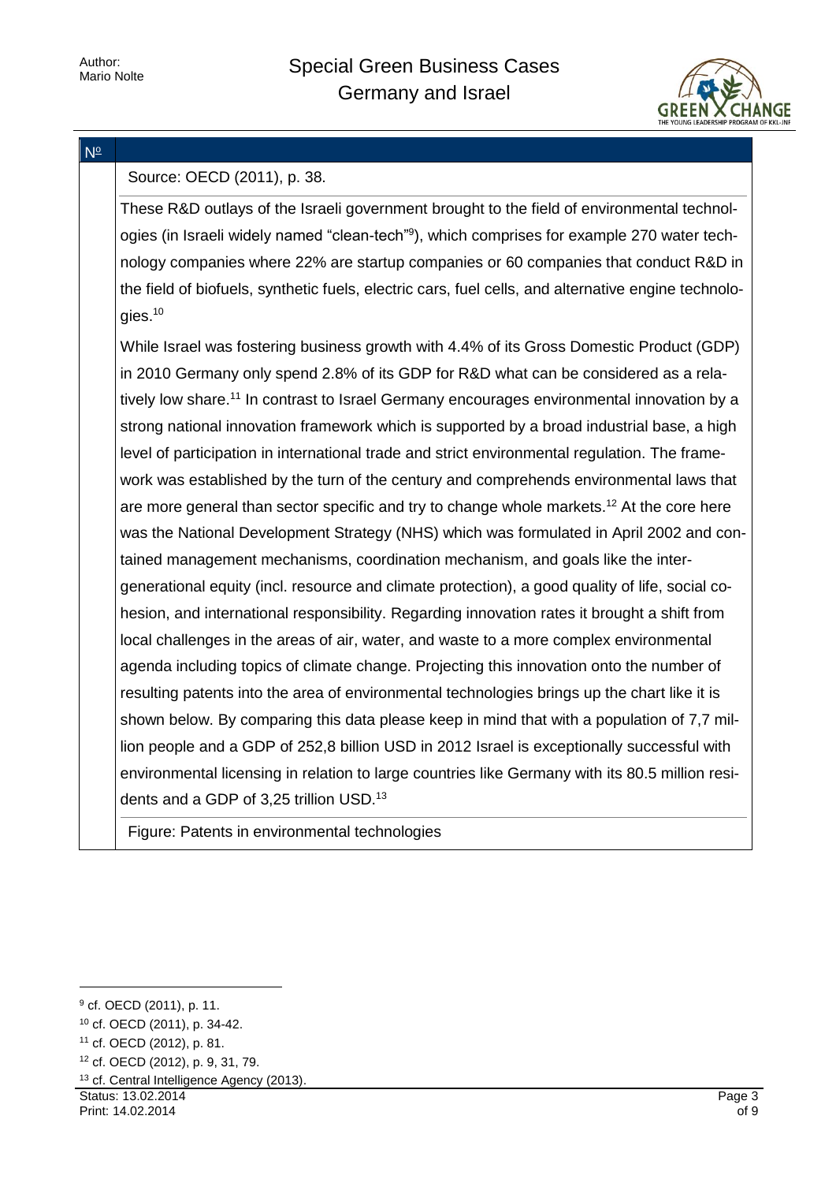Source: OECD (2011), p. 38.

These R&D outlays of the Israeli government brought to the field of environmental technologies (in Israeli widely named “clean-tech”[9]), which comprises for example 270 water technology companies where 22% are startup companies or 60 companies that conduct R&D in the field of biofuels, synthetic fuels, electric cars, fuel cells, and alternative engine technologies.[10]

While Israel was fostering business growth with 4.4% of its Gross Domestic Product (GDP) in 2010 Germany only spend 2.8% of its GDP for R&D what can be considered as a relatively low share.[11] In contrast to Israel Germany encourages environmental innovation by a strong national innovation framework which is supported by a broad industrial base, a high level of participation in international trade and strict environmental regulation. The framework was established by the turn of the century and comprehends environmental laws that are more general than sector specific and try to change whole markets.[12] At the core here was the National Development Strategy (NHS) which was formulated in April 2002 and contained management mechanisms, coordination mechanism, and goals like the intergenerational equity (incl. resource and climate protection), a good quality of life, social cohesion, and international responsibility. Regarding innovation rates it brought a shift from local challenges in the areas of air, water, and waste to a more complex environmental agenda including topics of climate change. Projecting this innovation onto the number of resulting patents into the area of environmental technologies brings up the chart like it is shown below. By comparing this data please keep in mind that with a population of 7,7 million people and a GDP of 252,8 billion USD in 2012 Israel is exceptionally successful with environmental licensing in relation to large countries like Germany with its 80.5 million residents and a GDP of 3,25 trillion USD.[13]

Figure: Patents in environmental technologies

---

[9] cf. OECD (2011), p. 11.

[10] cf. OECD (2011), p. 34-42.

[11] cf. OECD (2012), p. 81.

[12] cf. OECD (2012), p. 9, 31, 79.

[13] cf. Central Intelligence Agency (2013).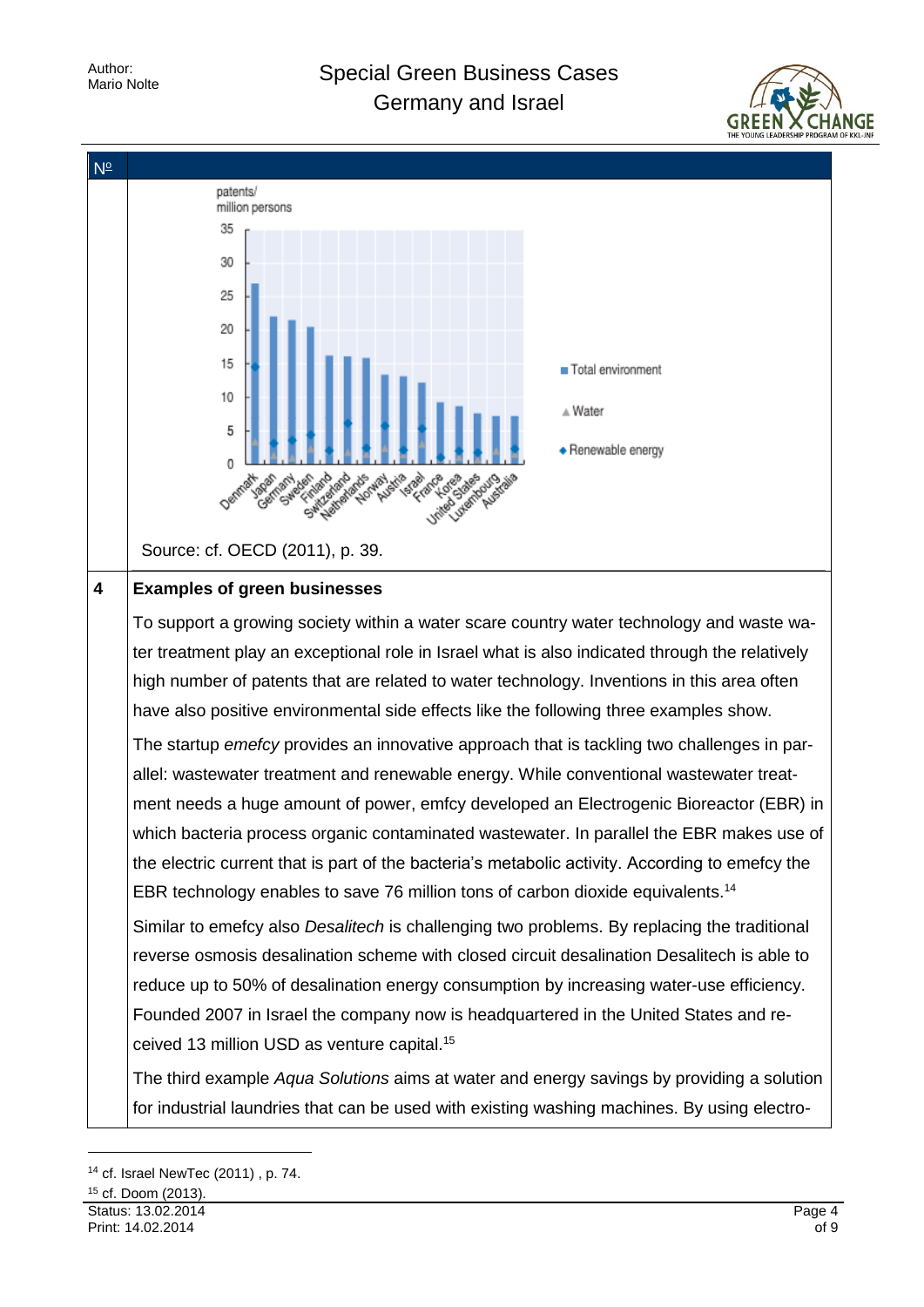| Nº | |
|---|---|
| | patents/ million persons |

Source: cf. OECD (2011), p. 39.

## 4 Examples of green businesses

To support a growing society within a water scare country water technology and waste water treatment play an exceptional role in Israel what is also indicated through the relatively high number of patents that are related to water technology. Inventions in this area often have also positive environmental side effects like the following three examples show.

The startup *emefcy* provides an innovative approach that is tackling two challenges in parallel: wastewater treatment and renewable energy. While conventional wastewater treatment needs a huge amount of power, emfcy developed an Electrogenic Bioreactor (EBR) in which bacteria process organic contaminated wastewater. In parallel the EBR makes use of the electric current that is part of the bacteria's metabolic activity. According to emefcy the EBR technology enables to save 76 million tons of carbon dioxide equivalents.[14]

Similar to emefcy also *Desalitech* is challenging two problems. By replacing the traditional reverse osmosis desalination scheme with closed circuit desalination Desalitech is able to reduce up to 50% of desalination energy consumption by increasing water-use efficiency. Founded 2007 in Israel the company now is headquartered in the United States and received 13 million USD as venture capital.[15]

The third example *Aqua Solutions* aims at water and energy savings by providing a solution for industrial laundries that can be used with existing washing machines. By using electro-

[14] cf. Israel NewTec (2011) , p. 74.

[15] cf. Doom (2013).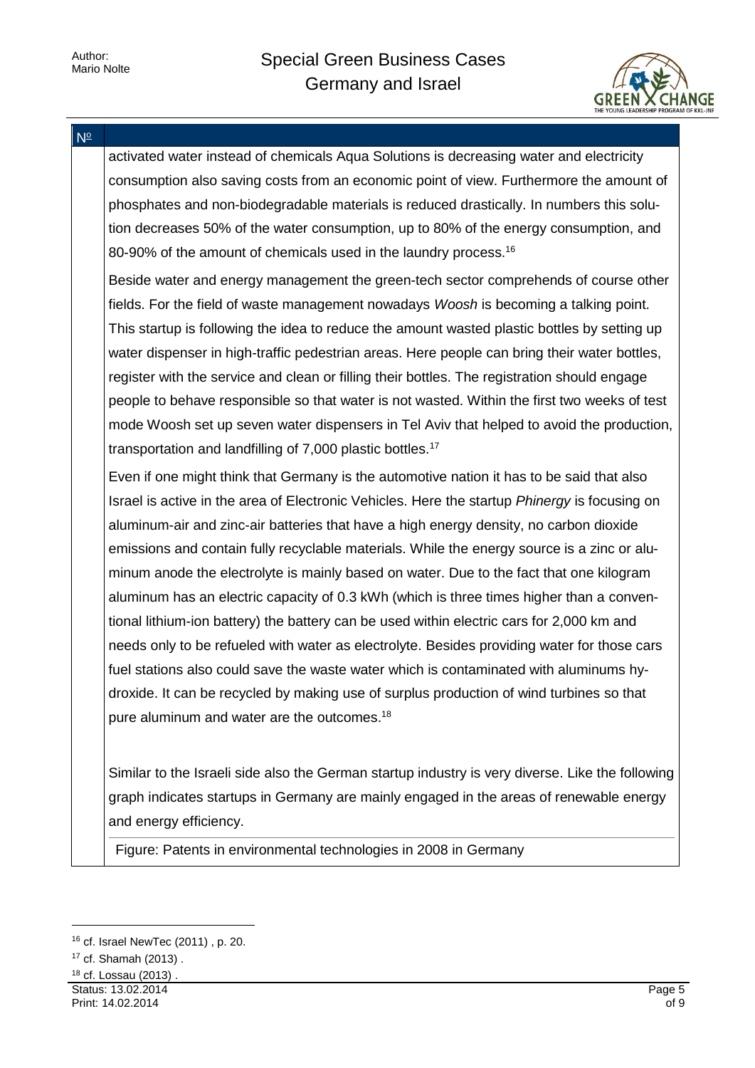activated water instead of chemicals Aqua Solutions is decreasing water and electricity consumption also saving costs from an economic point of view. Furthermore the amount of phosphates and non-biodegradable materials is reduced drastically. In numbers this solution decreases 50% of the water consumption, up to 80% of the energy consumption, and 80-90% of the amount of chemicals used in the laundry process.[16]

Beside water and energy management the green-tech sector comprehends of course other fields. For the field of waste management nowadays *Woosh* is becoming a talking point. This startup is following the idea to reduce the amount wasted plastic bottles by setting up water dispenser in high-traffic pedestrian areas. Here people can bring their water bottles, register with the service and clean or filling their bottles. The registration should engage people to behave responsible so that water is not wasted. Within the first two weeks of test mode Woosh set up seven water dispensers in Tel Aviv that helped to avoid the production, transportation and landfilling of 7,000 plastic bottles.[17]

Even if one might think that Germany is the automotive nation it has to be said that also Israel is active in the area of Electronic Vehicles. Here the startup *Phinergy* is focusing on aluminum-air and zinc-air batteries that have a high energy density, no carbon dioxide emissions and contain fully recyclable materials. While the energy source is a zinc or aluminum anode the electrolyte is mainly based on water. Due to the fact that one kilogram aluminum has an electric capacity of 0.3 kWh (which is three times higher than a conventional lithium-ion battery) the battery can be used within electric cars for 2,000 km and needs only to be refueled with water as electrolyte. Besides providing water for those cars fuel stations also could save the waste water which is contaminated with aluminums hydroxide. It can be recycled by making use of surplus production of wind turbines so that pure aluminum and water are the outcomes.[18]

Similar to the Israeli side also the German startup industry is very diverse. Like the following graph indicates startups in Germany are mainly engaged in the areas of renewable energy and energy efficiency.

Figure: Patents in environmental technologies in 2008 in Germany

---

[16] cf. Israel NewTec (2011) , p. 20.

[17] cf. Shamah (2013) .

[18] cf. Lossau (2013) .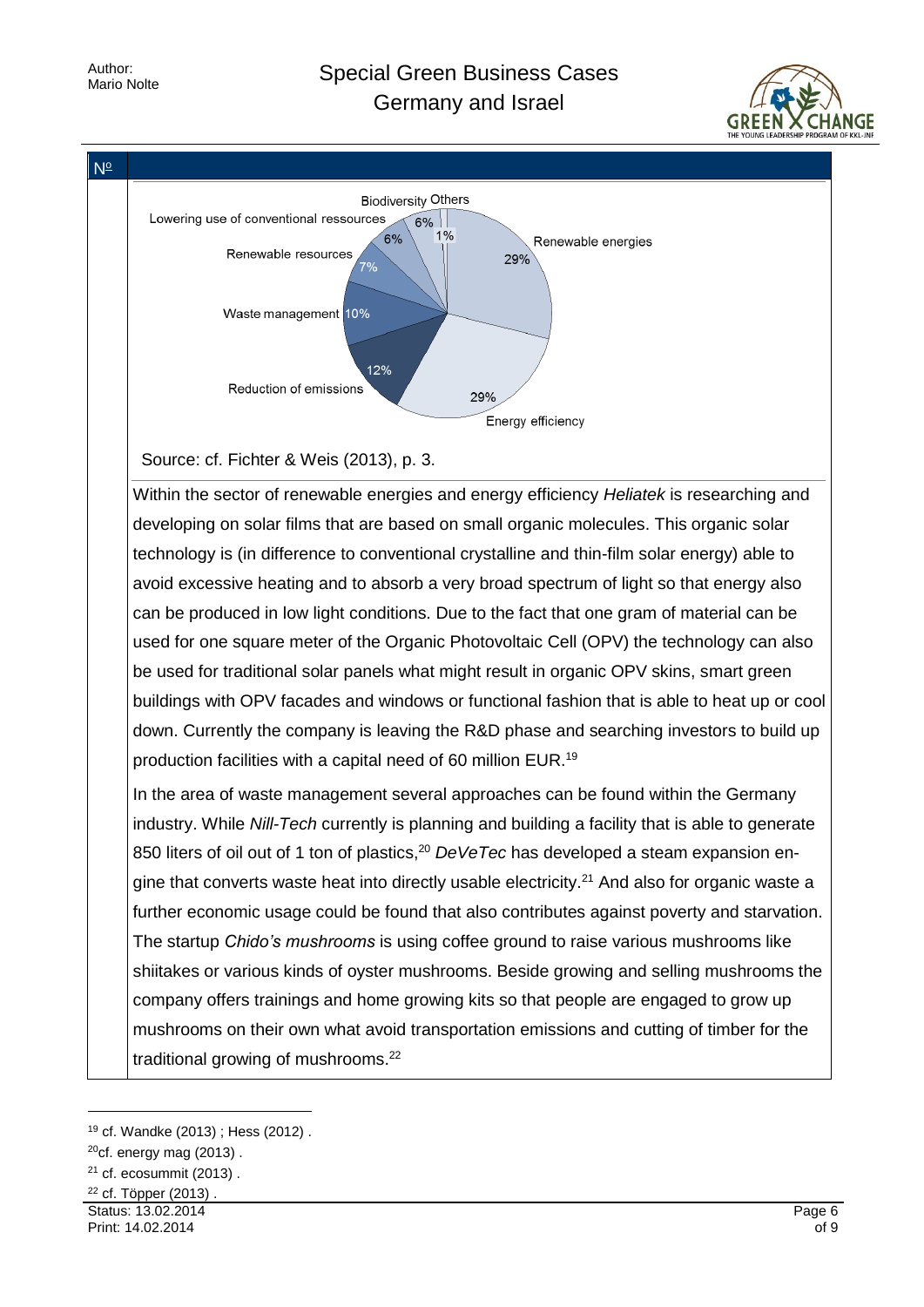| Nº | |
|---|---|

Source: cf. Fichter & Weis (2013), p. 3.

Within the sector of renewable energies and energy efficiency *Heliatek* is researching and developing on solar films that are based on small organic molecules. This organic solar technology is (in difference to conventional crystalline and thin-film solar energy) able to avoid excessive heating and to absorb a very broad spectrum of light so that energy also can be produced in low light conditions. Due to the fact that one gram of material can be used for one square meter of the Organic Photovoltaic Cell (OPV) the technology can also be used for traditional solar panels what might result in organic OPV skins, smart green buildings with OPV facades and windows or functional fashion that is able to heat up or cool down. Currently the company is leaving the R&D phase and searching investors to build up production facilities with a capital need of 60 million EUR.[19]

In the area of waste management several approaches can be found within the Germany industry. While *Nill-Tech* currently is planning and building a facility that is able to generate 850 liters of oil out of 1 ton of plastics,[20] *DeVeTec* has developed a steam expansion engine that converts waste heat into directly usable electricity.[21] And also for organic waste a further economic usage could be found that also contributes against poverty and starvation. The startup *Chido's mushrooms* is using coffee ground to raise various mushrooms like shiitakes or various kinds of oyster mushrooms. Beside growing and selling mushrooms the company offers trainings and home growing kits so that people are engaged to grow up mushrooms on their own what avoid transportation emissions and cutting of timber for the traditional growing of mushrooms.[22]

---

[19] cf. Wandke (2013) ; Hess (2012) .

[20] cf. energy mag (2013) .

[21] cf. ecosummit (2013) .

[22] cf. Töpper (2013) .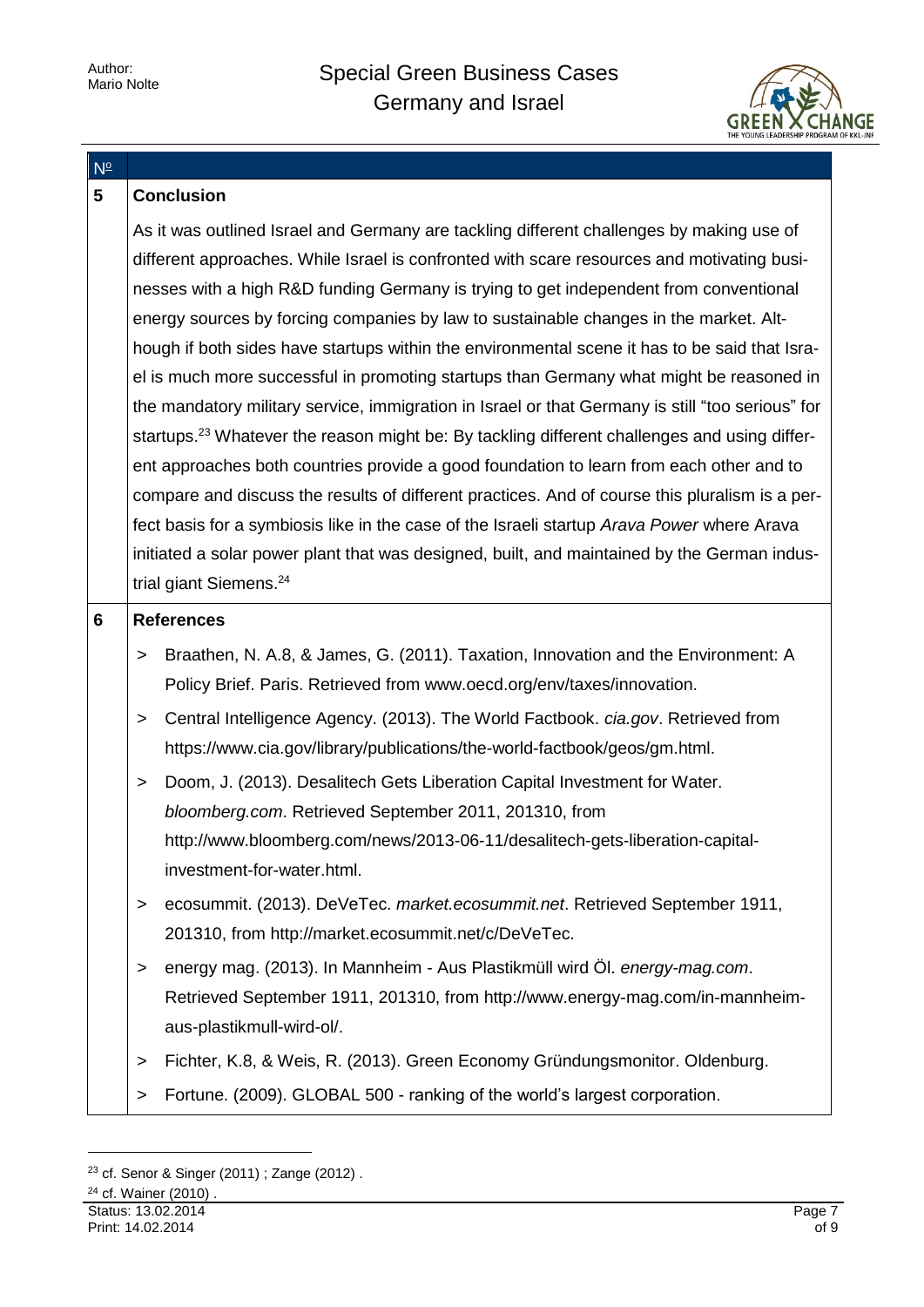## 5 Conclusion

As it was outlined Israel and Germany are tackling different challenges by making use of different approaches. While Israel is confronted with scare resources and motivating businesses with a high R&D funding Germany is trying to get independent from conventional energy sources by forcing companies by law to sustainable changes in the market. Although if both sides have startups within the environmental scene it has to be said that Israel is much more successful in promoting startups than Germany what might be reasoned in the mandatory military service, immigration in Israel or that Germany is still "too serious" for startups.[23] Whatever the reason might be: By tackling different challenges and using different approaches both countries provide a good foundation to learn from each other and to compare and discuss the results of different practices. And of course this pluralism is a perfect basis for a symbiosis like in the case of the Israeli startup *Arava Power* where Arava initiated a solar power plant that was designed, built, and maintained by the German industrial giant Siemens.[24]

## 6 References

> Braathen, N. A.8, & James, G. (2011). Taxation, Innovation and the Environment: A Policy Brief. Paris. Retrieved from www.oecd.org/env/taxes/innovation.

> Central Intelligence Agency. (2013). The World Factbook. *cia.gov*. Retrieved from https://www.cia.gov/library/publications/the-world-factbook/geos/gm.html.

> Doom, J. (2013). Desalitech Gets Liberation Capital Investment for Water. *bloomberg.com*. Retrieved September 2011, 201310, from http://www.bloomberg.com/news/2013-06-11/desalitech-gets-liberation-capital-investment-for-water.html.

> ecosummit. (2013). DeVeTec. *market.ecosummit.net*. Retrieved September 1911, 201310, from http://market.ecosummit.net/c/DeVeTec.

> energy mag. (2013). In Mannheim - Aus Plastikmüll wird Öl. *energy-mag.com*. Retrieved September 1911, 201310, from http://www.energy-mag.com/in-mannheim-aus-plastikmull-wird-ol/.

> Fichter, K.8, & Weis, R. (2013). Green Economy Gründungsmonitor. Oldenburg.

> Fortune. (2009). GLOBAL 500 - ranking of the world's largest corporation.

---

[23] cf. Senor & Singer (2011) ; Zange (2012) .

[24] cf. Wainer (2010) .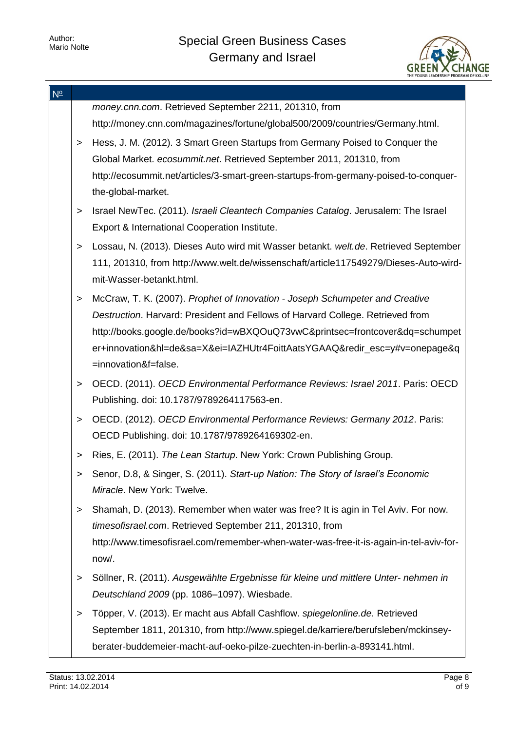*money.cnn.com*. Retrieved September 2211, 201310, from http://money.cnn.com/magazines/fortune/global500/2009/countries/Germany.html.

> Hess, J. M. (2012). 3 Smart Green Startups from Germany Poised to Conquer the Global Market. *ecosummit.net*. Retrieved September 2011, 201310, from http://ecosummit.net/articles/3-smart-green-startups-from-germany-poised-to-conquer-the-global-market.

> Israel NewTec. (2011). *Israeli Cleantech Companies Catalog*. Jerusalem: The Israel Export & International Cooperation Institute.

> Lossau, N. (2013). Dieses Auto wird mit Wasser betankt. *welt.de*. Retrieved September 111, 201310, from http://www.welt.de/wissenschaft/article117549279/Dieses-Auto-wird-mit-Wasser-betankt.html.

> McCraw, T. K. (2007). *Prophet of Innovation - Joseph Schumpeter and Creative Destruction*. Harvard: President and Fellows of Harvard College. Retrieved from http://books.google.de/books?id=wBXQOuQ73vwC&printsec=frontcover&dq=schumpeter+innovation&hl=de&sa=X&ei=IAZHUtr4FoittAatsYGAAQ&redir_esc=y#v=onepage&q=innovation&f=false.

> OECD. (2011). *OECD Environmental Performance Reviews: Israel 2011*. Paris: OECD Publishing. doi: 10.1787/9789264117563-en.

> OECD. (2012). *OECD Environmental Performance Reviews: Germany 2012*. Paris: OECD Publishing. doi: 10.1787/9789264169302-en.

> Ries, E. (2011). *The Lean Startup*. New York: Crown Publishing Group.

> Senor, D.8, & Singer, S. (2011). *Start-up Nation: The Story of Israel's Economic Miracle*. New York: Twelve.

> Shamah, D. (2013). Remember when water was free? It is agin in Tel Aviv. For now. *timesofisrael.com*. Retrieved September 211, 201310, from http://www.timesofisrael.com/remember-when-water-was-free-it-is-again-in-tel-aviv-for-now/.

> Söllner, R. (2011). *Ausgewählte Ergebnisse für kleine und mittlere Unter- nehmen in Deutschland 2009* (pp. 1086–1097). Wiesbade.

> Töpper, V. (2013). Er macht aus Abfall Cashflow. *spiegelonline.de*. Retrieved September 1811, 201310, from http://www.spiegel.de/karriere/berufsleben/mckinsey-berater-buddemeier-macht-auf-oeko-pilze-zuechten-in-berlin-a-893141.html.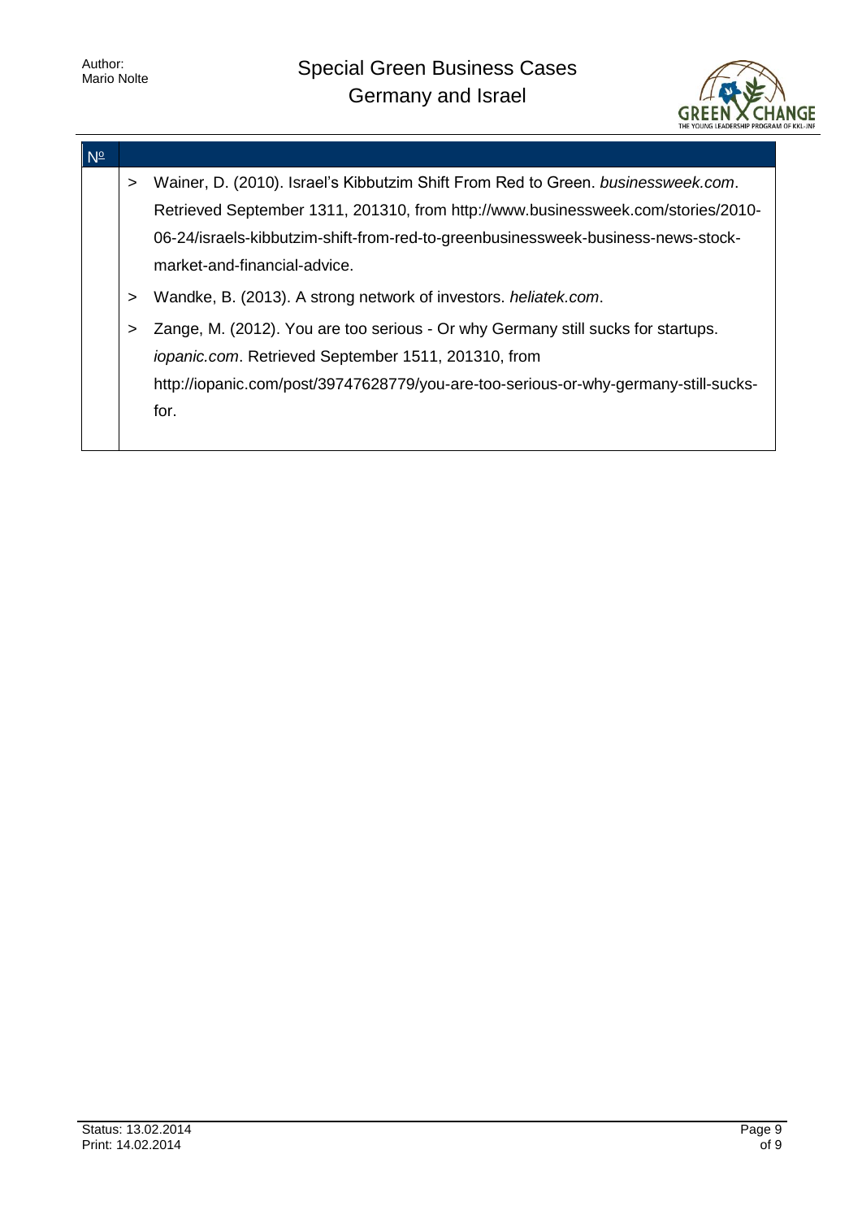| Nº | | |
|---|---|---|
| | > | Wainer, D. (2010). Israel's Kibbutzim Shift From Red to Green. *businessweek.com*. Retrieved September 1311, 201310, from http://www.businessweek.com/stories/2010-06-24/israels-kibbutzim-shift-from-red-to-greenbusinessweek-business-news-stock-market-and-financial-advice. |
| | > | Wandke, B. (2013). A strong network of investors. *heliatek.com*. |
| | > | Zange, M. (2012). You are too serious - Or why Germany still sucks for startups. *iopanic.com*. Retrieved September 1511, 201310, from http://iopanic.com/post/39747628779/you-are-too-serious-or-why-germany-still-sucks-for. |